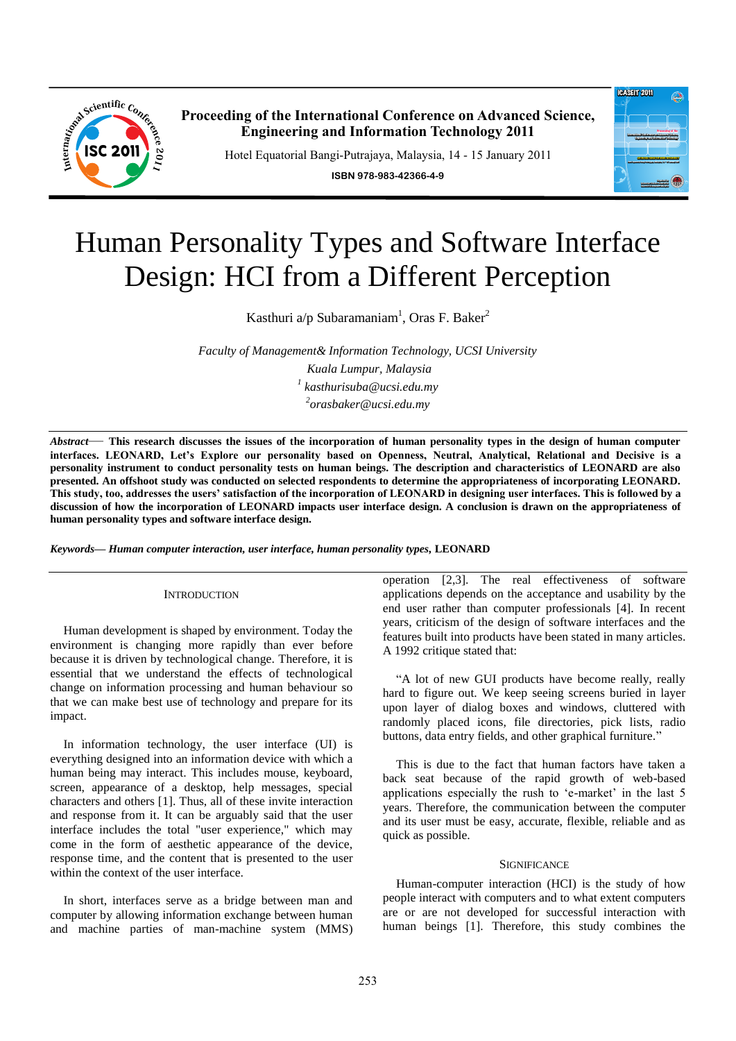Proceeding of the International Conference on Advanced Science, Engineering and Information Technology 2011

Hotel Equatorial Bangi-Putrajaya, Malaysia, 14 - 15 January 2011

ISBN 978-983-42366-4-9

# Human Personality Types and Software Interface Design: HCI from a Different Perception

Kasthuri a/p Subaramaniam[1], Oras F. Baker[2]

*Faculty of Management& Information Technology, UCSI University*
*Kuala Lumpur, Malaysia*
*[1] kasthurisuba@ucsi.edu.my*
*[2]orasbaker@ucsi.edu.my*

***Abstract*— This research discusses the issues of the incorporation of human personality types in the design of human computer interfaces. LEONARD, Let's Explore our personality based on Openness, Neutral, Analytical, Relational and Decisive is a personality instrument to conduct personality tests on human beings. The description and characteristics of LEONARD are also presented. An offshoot study was conducted on selected respondents to determine the appropriateness of incorporating LEONARD. This study, too, addresses the users' satisfaction of the incorporation of LEONARD in designing user interfaces. This is followed by a discussion of how the incorporation of LEONARD impacts user interface design. A conclusion is drawn on the appropriateness of human personality types and software interface design.**

***Keywords*— *Human computer interaction, user interface, human personality types,* LEONARD**

## INTRODUCTION

Human development is shaped by environment. Today the environment is changing more rapidly than ever before because it is driven by technological change. Therefore, it is essential that we understand the effects of technological change on information processing and human behaviour so that we can make best use of technology and prepare for its impact.

In information technology, the user interface (UI) is everything designed into an information device with which a human being may interact. This includes mouse, keyboard, screen, appearance of a desktop, help messages, special characters and others [1]. Thus, all of these invite interaction and response from it. It can be arguably said that the user interface includes the total "user experience," which may come in the form of aesthetic appearance of the device, response time, and the content that is presented to the user within the context of the user interface.

In short, interfaces serve as a bridge between man and computer by allowing information exchange between human and machine parties of man-machine system (MMS) operation [2,3]. The real effectiveness of software applications depends on the acceptance and usability by the end user rather than computer professionals [4]. In recent years, criticism of the design of software interfaces and the features built into products have been stated in many articles. A 1992 critique stated that:

"A lot of new GUI products have become really, really hard to figure out. We keep seeing screens buried in layer upon layer of dialog boxes and windows, cluttered with randomly placed icons, file directories, pick lists, radio buttons, data entry fields, and other graphical furniture."

This is due to the fact that human factors have taken a back seat because of the rapid growth of web-based applications especially the rush to 'e-market' in the last 5 years. Therefore, the communication between the computer and its user must be easy, accurate, flexible, reliable and as quick as possible.

## SIGNIFICANCE

Human-computer interaction (HCI) is the study of how people interact with computers and to what extent computers are or are not developed for successful interaction with human beings [1]. Therefore, this study combines the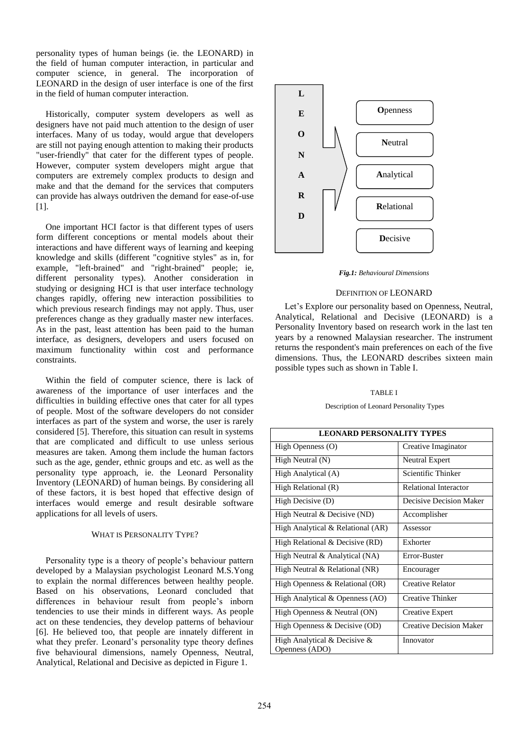personality types of human beings (ie. the LEONARD) in the field of human computer interaction, in particular and computer science, in general. The incorporation of LEONARD in the design of user interface is one of the first in the field of human computer interaction.

Historically, computer system developers as well as designers have not paid much attention to the design of user interfaces. Many of us today, would argue that developers are still not paying enough attention to making their products "user-friendly" that cater for the different types of people. However, computer system developers might argue that computers are extremely complex products to design and make and that the demand for the services that computers can provide has always outdriven the demand for ease-of-use [1].

One important HCI factor is that different types of users form different conceptions or mental models about their interactions and have different ways of learning and keeping knowledge and skills (different "cognitive styles" as in, for example, "left-brained" and "right-brained" people; ie, different personality types). Another consideration in studying or designing HCI is that user interface technology changes rapidly, offering new interaction possibilities to which previous research findings may not apply. Thus, user preferences change as they gradually master new interfaces. As in the past, least attention has been paid to the human interface, as designers, developers and users focused on maximum functionality within cost and performance constraints.

Within the field of computer science, there is lack of awareness of the importance of user interfaces and the difficulties in building effective ones that cater for all types of people. Most of the software developers do not consider interfaces as part of the system and worse, the user is rarely considered [5]. Therefore, this situation can result in systems that are complicated and difficult to use unless serious measures are taken. Among them include the human factors such as the age, gender, ethnic groups and etc. as well as the personality type approach, ie. the Leonard Personality Inventory (LEONARD) of human beings. By considering all of these factors, it is best hoped that effective design of interfaces would emerge and result desirable software applications for all levels of users.

## WHAT IS PERSONALITY TYPE?

Personality type is a theory of people's behaviour pattern developed by a Malaysian psychologist Leonard M.S.Yong to explain the normal differences between healthy people. Based on his observations, Leonard concluded that differences in behaviour result from people's inborn tendencies to use their minds in different ways. As people act on these tendencies, they develop patterns of behaviour [6]. He believed too, that people are innately different in what they prefer. Leonard's personality type theory defines five behavioural dimensions, namely Openness, Neutral, Analytical, Relational and Decisive as depicted in Figure 1.

L E O N A R D → **O**penness, **N**eutral, **A**nalytical, **R**elational, **D**ecisive

*Fig.1: Behavioural Dimensions*

## DEFINITION OF LEONARD

Let's Explore our personality based on Openness, Neutral, Analytical, Relational and Decisive (LEONARD) is a Personality Inventory based on research work in the last ten years by a renowned Malaysian researcher. The instrument returns the respondent's main preferences on each of the five dimensions. Thus, the LEONARD describes sixteen main possible types such as shown in Table I.

TABLE I

Description of Leonard Personality Types

| LEONARD PERSONALITY TYPES | |
|---|---|
| High Openness (O) | Creative Imaginator |
| High Neutral (N) | Neutral Expert |
| High Analytical (A) | Scientific Thinker |
| High Relational (R) | Relational Interactor |
| High Decisive (D) | Decisive Decision Maker |
| High Neutral & Decisive (ND) | Accomplisher |
| High Analytical & Relational (AR) | Assessor |
| High Relational & Decisive (RD) | Exhorter |
| High Neutral & Analytical (NA) | Error-Buster |
| High Neutral & Relational (NR) | Encourager |
| High Openness & Relational (OR) | Creative Relator |
| High Analytical & Openness (AO) | Creative Thinker |
| High Openness & Neutral (ON) | Creative Expert |
| High Openness & Decisive (OD) | Creative Decision Maker |
| High Analytical & Decisive & Openness (ADO) | Innovator |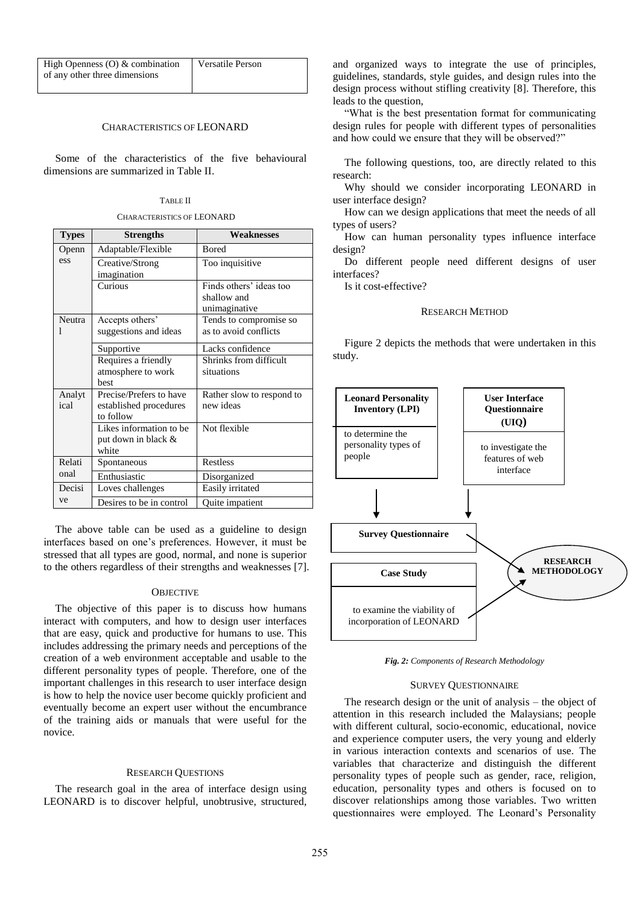| High Openness (O) & combination of any other three dimensions | Versatile Person |
|---|---|

## CHARACTERISTICS OF LEONARD

Some of the characteristics of the five behavioural dimensions are summarized in Table II.

TABLE II

CHARACTERISTICS OF LEONARD

| Types | Strengths | Weaknesses |
|---|---|---|
| Openness | Adaptable/Flexible | Bored |
| | Creative/Strong imagination | Too inquisitive |
| | Curious | Finds others' ideas too shallow and unimaginative |
| Neutral | Accepts others' suggestions and ideas | Tends to compromise so as to avoid conflicts |
| | Supportive | Lacks confidence |
| | Requires a friendly atmosphere to work best | Shrinks from difficult situations |
| Analytical | Precise/Prefers to have established procedures to follow | Rather slow to respond to new ideas |
| | Likes information to be put down in black & white | Not flexible |
| Relational | Spontaneous | Restless |
| | Enthusiastic | Disorganized |
| Decisive | Loves challenges | Easily irritated |
| | Desires to be in control | Quite impatient |

The above table can be used as a guideline to design interfaces based on one's preferences. However, it must be stressed that all types are good, normal, and none is superior to the others regardless of their strengths and weaknesses [7].

## OBJECTIVE

The objective of this paper is to discuss how humans interact with computers, and how to design user interfaces that are easy, quick and productive for humans to use. This includes addressing the primary needs and perceptions of the creation of a web environment acceptable and usable to the different personality types of people. Therefore, one of the important challenges in this research to user interface design is how to help the novice user become quickly proficient and eventually become an expert user without the encumbrance of the training aids or manuals that were useful for the novice.

## RESEARCH QUESTIONS

The research goal in the area of interface design using LEONARD is to discover helpful, unobtrusive, structured, and organized ways to integrate the use of principles, guidelines, standards, style guides, and design rules into the design process without stifling creativity [8]. Therefore, this leads to the question,

"What is the best presentation format for communicating design rules for people with different types of personalities and how could we ensure that they will be observed?"

The following questions, too, are directly related to this research:

Why should we consider incorporating LEONARD in user interface design?

How can we design applications that meet the needs of all types of users?

How can human personality types influence interface design?

Do different people need different designs of user interfaces?

Is it cost-effective?

## RESEARCH METHOD

Figure 2 depicts the methods that were undertaken in this study.

**Leonard Personality Inventory (LPI)** — to determine the personality types of people

**User Interface Questionnaire (UIQ)** — to investigate the features of web interface

**Survey Questionnaire**

**Case Study** — to examine the viability of incorporation of LEONARD

**RESEARCH METHODOLOGY**

*Fig. 2: Components of Research Methodology*

## SURVEY QUESTIONNAIRE

The research design or the unit of analysis – the object of attention in this research included the Malaysians; people with different cultural, socio-economic, educational, novice and experience computer users, the very young and elderly in various interaction contexts and scenarios of use. The variables that characterize and distinguish the different personality types of people such as gender, race, religion, education, personality types and others is focused on to discover relationships among those variables. Two written questionnaires were employed. The Leonard's Personality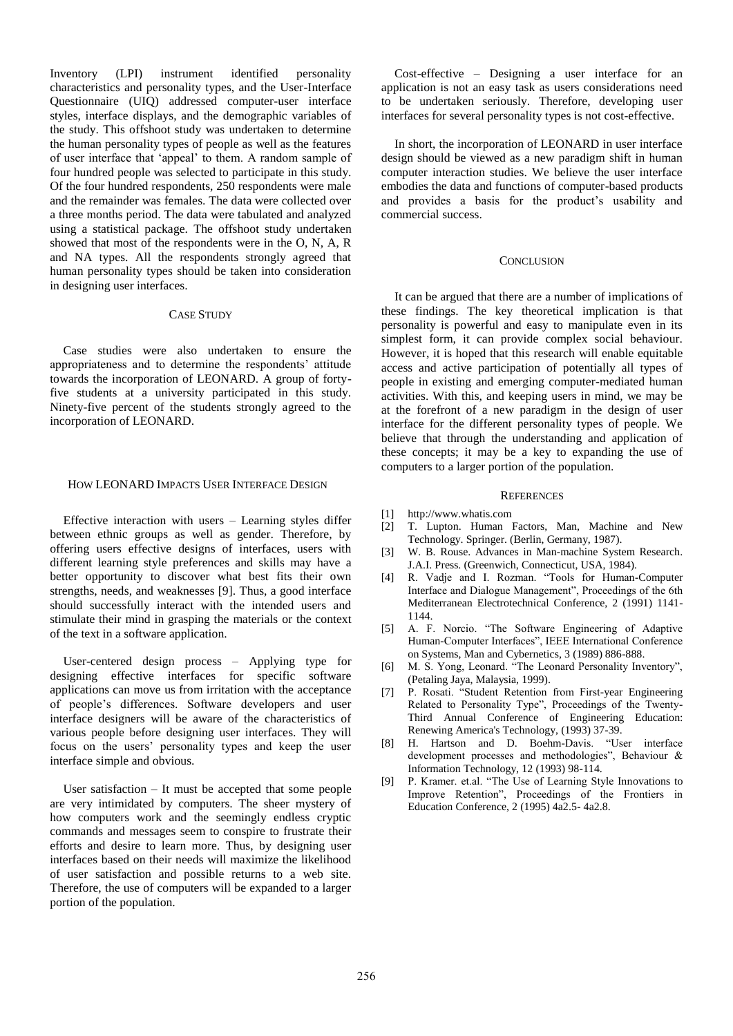Inventory (LPI) instrument identified personality characteristics and personality types, and the User-Interface Questionnaire (UIQ) addressed computer-user interface styles, interface displays, and the demographic variables of the study. This offshoot study was undertaken to determine the human personality types of people as well as the features of user interface that 'appeal' to them. A random sample of four hundred people was selected to participate in this study. Of the four hundred respondents, 250 respondents were male and the remainder was females. The data were collected over a three months period. The data were tabulated and analyzed using a statistical package. The offshoot study undertaken showed that most of the respondents were in the O, N, A, R and NA types. All the respondents strongly agreed that human personality types should be taken into consideration in designing user interfaces.

## Case Study

Case studies were also undertaken to ensure the appropriateness and to determine the respondents' attitude towards the incorporation of LEONARD. A group of forty-five students at a university participated in this study. Ninety-five percent of the students strongly agreed to the incorporation of LEONARD.

## How LEONARD Impacts User Interface Design

Effective interaction with users – Learning styles differ between ethnic groups as well as gender. Therefore, by offering users effective designs of interfaces, users with different learning style preferences and skills may have a better opportunity to discover what best fits their own strengths, needs, and weaknesses [9]. Thus, a good interface should successfully interact with the intended users and stimulate their mind in grasping the materials or the context of the text in a software application.

User-centered design process – Applying type for designing effective interfaces for specific software applications can move us from irritation with the acceptance of people's differences. Software developers and user interface designers will be aware of the characteristics of various people before designing user interfaces. They will focus on the users' personality types and keep the user interface simple and obvious.

User satisfaction – It must be accepted that some people are very intimidated by computers. The sheer mystery of how computers work and the seemingly endless cryptic commands and messages seem to conspire to frustrate their efforts and desire to learn more. Thus, by designing user interfaces based on their needs will maximize the likelihood of user satisfaction and possible returns to a web site. Therefore, the use of computers will be expanded to a larger portion of the population.

Cost-effective – Designing a user interface for an application is not an easy task as users considerations need to be undertaken seriously. Therefore, developing user interfaces for several personality types is not cost-effective.

In short, the incorporation of LEONARD in user interface design should be viewed as a new paradigm shift in human computer interaction studies. We believe the user interface embodies the data and functions of computer-based products and provides a basis for the product's usability and commercial success.

## Conclusion

It can be argued that there are a number of implications of these findings. The key theoretical implication is that personality is powerful and easy to manipulate even in its simplest form, it can provide complex social behaviour. However, it is hoped that this research will enable equitable access and active participation of potentially all types of people in existing and emerging computer-mediated human activities. With this, and keeping users in mind, we may be at the forefront of a new paradigm in the design of user interface for the different personality types of people. We believe that through the understanding and application of these concepts; it may be a key to expanding the use of computers to a larger portion of the population.

## References

[1] http://www.whatis.com

[2] T. Lupton. Human Factors, Man, Machine and New Technology. Springer. (Berlin, Germany, 1987).

[3] W. B. Rouse. Advances in Man-machine System Research. J.A.I. Press. (Greenwich, Connecticut, USA, 1984).

[4] R. Vadje and I. Rozman. "Tools for Human-Computer Interface and Dialogue Management", Proceedings of the 6th Mediterranean Electrotechnical Conference, 2 (1991) 1141-1144.

[5] A. F. Norcio. "The Software Engineering of Adaptive Human-Computer Interfaces", IEEE International Conference on Systems, Man and Cybernetics, 3 (1989) 886-888.

[6] M. S. Yong, Leonard. "The Leonard Personality Inventory", (Petaling Jaya, Malaysia, 1999).

[7] P. Rosati. "Student Retention from First-year Engineering Related to Personality Type", Proceedings of the Twenty-Third Annual Conference of Engineering Education: Renewing America's Technology, (1993) 37-39.

[8] H. Hartson and D. Boehm-Davis. "User interface development processes and methodologies", Behaviour & Information Technology, 12 (1993) 98-114.

[9] P. Kramer. et.al. "The Use of Learning Style Innovations to Improve Retention", Proceedings of the Frontiers in Education Conference, 2 (1995) 4a2.5- 4a2.8.